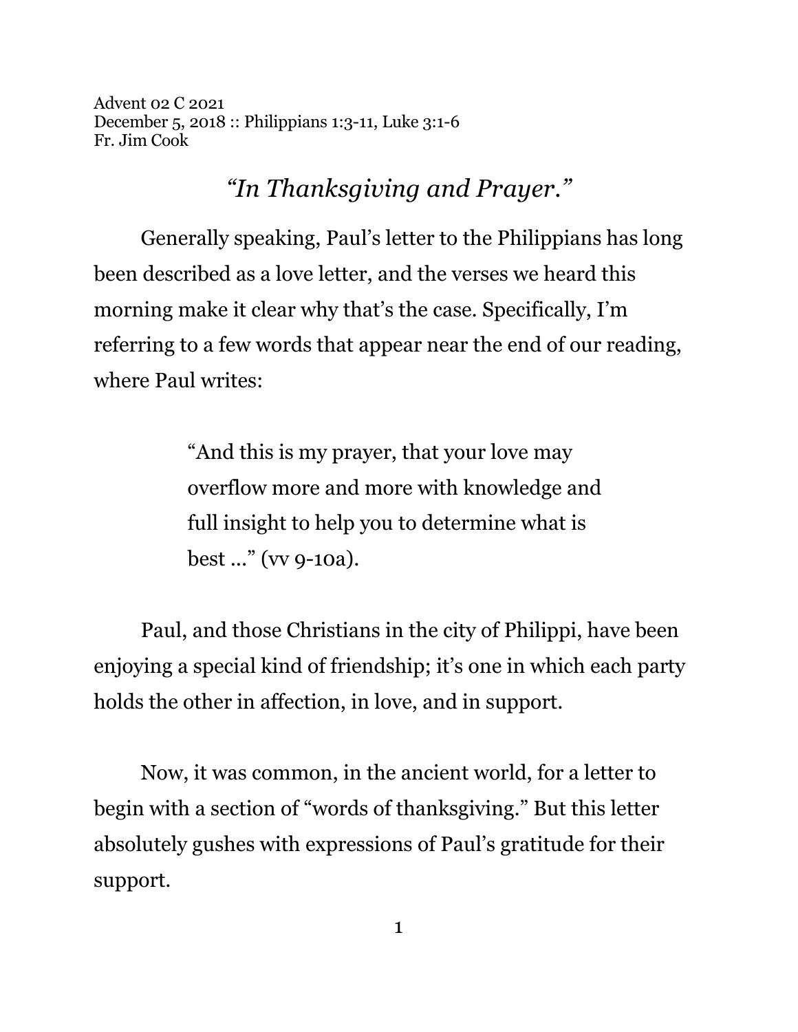Advent 02 C 2021
December 5, 2018 :: Philippians 1:3-11, Luke 3:1-6
Fr. Jim Cook

# *"In Thanksgiving and Prayer."*

Generally speaking, Paul's letter to the Philippians has long been described as a love letter, and the verses we heard this morning make it clear why that's the case. Specifically, I'm referring to a few words that appear near the end of our reading, where Paul writes:

> "And this is my prayer, that your love may overflow more and more with knowledge and full insight to help you to determine what is best ..." (vv 9-10a).

Paul, and those Christians in the city of Philippi, have been enjoying a special kind of friendship; it's one in which each party holds the other in affection, in love, and in support.

Now, it was common, in the ancient world, for a letter to begin with a section of "words of thanksgiving." But this letter absolutely gushes with expressions of Paul's gratitude for their support.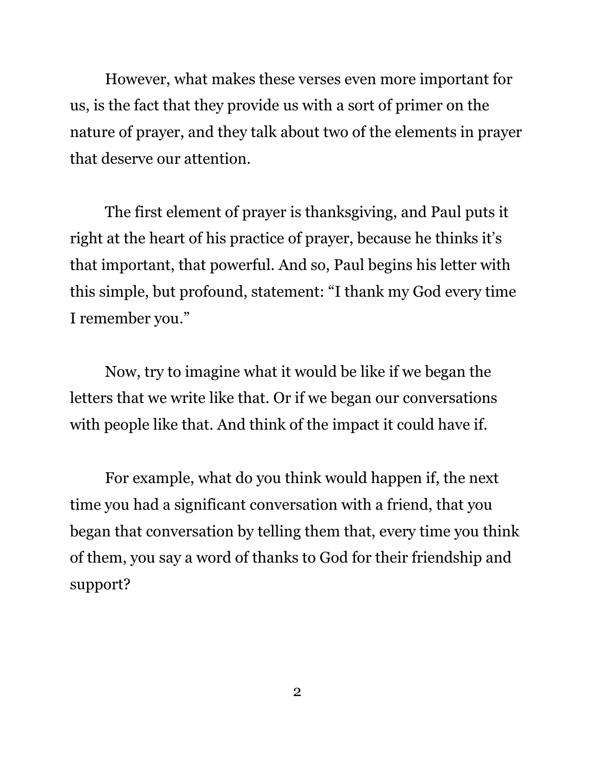However, what makes these verses even more important for us, is the fact that they provide us with a sort of primer on the nature of prayer, and they talk about two of the elements in prayer that deserve our attention.

The first element of prayer is thanksgiving, and Paul puts it right at the heart of his practice of prayer, because he thinks it's that important, that powerful. And so, Paul begins his letter with this simple, but profound, statement: "I thank my God every time I remember you."

Now, try to imagine what it would be like if we began the letters that we write like that. Or if we began our conversations with people like that. And think of the impact it could have if.

For example, what do you think would happen if, the next time you had a significant conversation with a friend, that you began that conversation by telling them that, every time you think of them, you say a word of thanks to God for their friendship and support?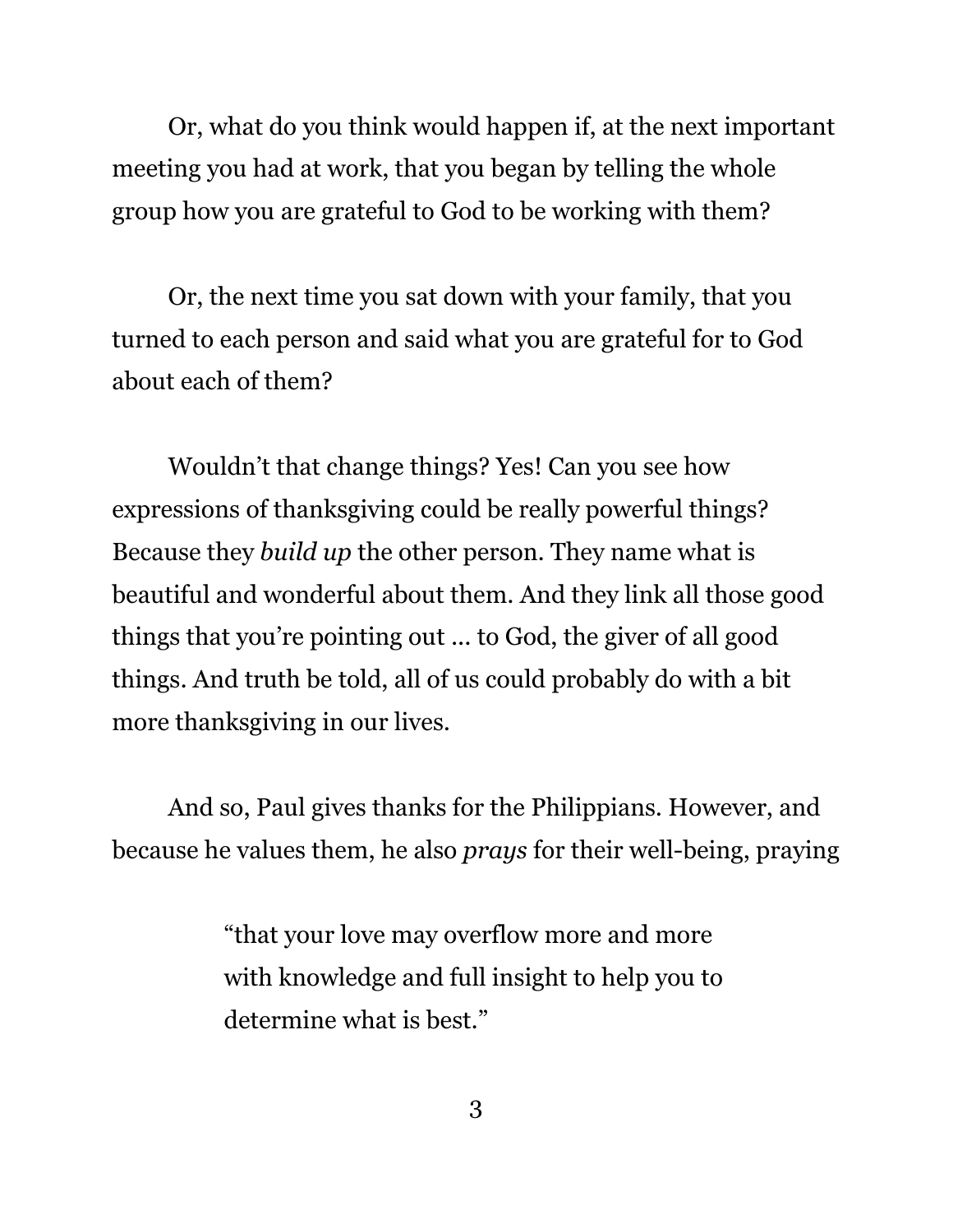Or, what do you think would happen if, at the next important meeting you had at work, that you began by telling the whole group how you are grateful to God to be working with them?

Or, the next time you sat down with your family, that you turned to each person and said what you are grateful for to God about each of them?

Wouldn't that change things? Yes! Can you see how expressions of thanksgiving could be really powerful things? Because they *build up* the other person. They name what is beautiful and wonderful about them. And they link all those good things that you're pointing out ... to God, the giver of all good things. And truth be told, all of us could probably do with a bit more thanksgiving in our lives.

And so, Paul gives thanks for the Philippians. However, and because he values them, he also *prays* for their well-being, praying

> "that your love may overflow more and more with knowledge and full insight to help you to determine what is best."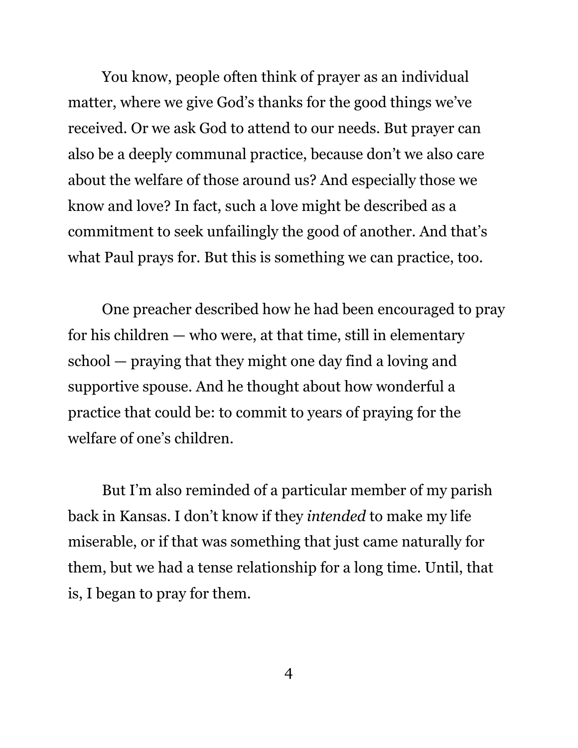You know, people often think of prayer as an individual matter, where we give God's thanks for the good things we've received. Or we ask God to attend to our needs. But prayer can also be a deeply communal practice, because don't we also care about the welfare of those around us? And especially those we know and love? In fact, such a love might be described as a commitment to seek unfailingly the good of another. And that's what Paul prays for. But this is something we can practice, too.

One preacher described how he had been encouraged to pray for his children — who were, at that time, still in elementary school — praying that they might one day find a loving and supportive spouse. And he thought about how wonderful a practice that could be: to commit to years of praying for the welfare of one's children.

But I'm also reminded of a particular member of my parish back in Kansas. I don't know if they *intended* to make my life miserable, or if that was something that just came naturally for them, but we had a tense relationship for a long time. Until, that is, I began to pray for them.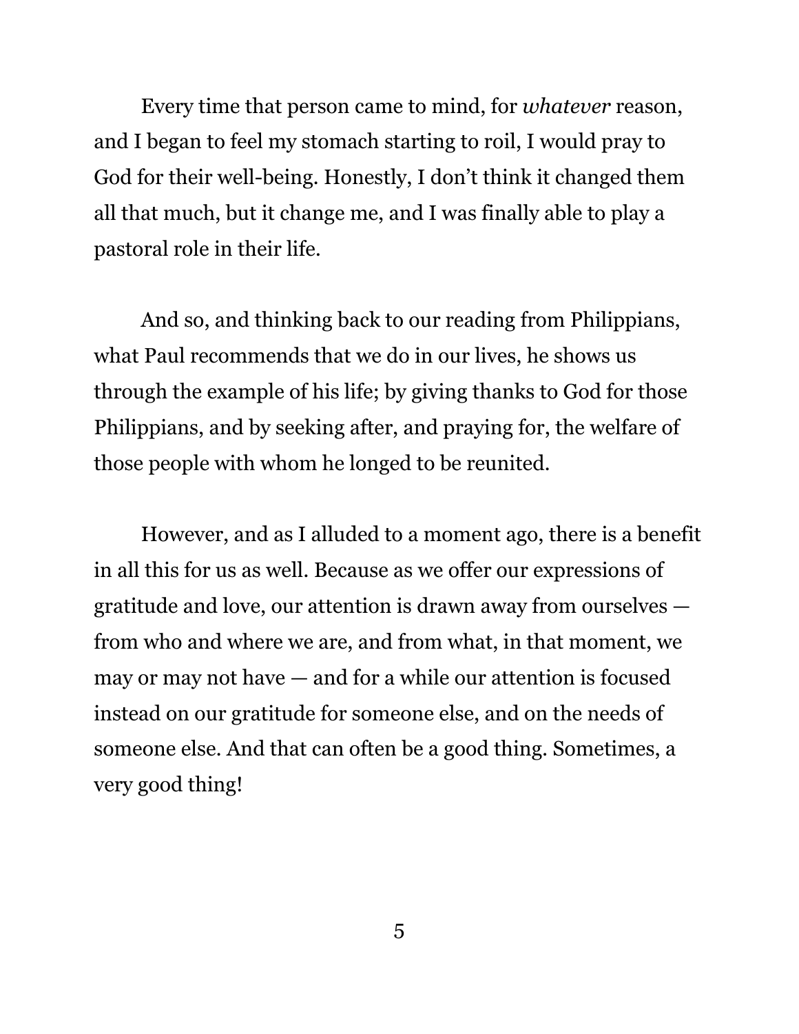Every time that person came to mind, for *whatever* reason, and I began to feel my stomach starting to roil, I would pray to God for their well-being. Honestly, I don't think it changed them all that much, but it change me, and I was finally able to play a pastoral role in their life.

And so, and thinking back to our reading from Philippians, what Paul recommends that we do in our lives, he shows us through the example of his life; by giving thanks to God for those Philippians, and by seeking after, and praying for, the welfare of those people with whom he longed to be reunited.

However, and as I alluded to a moment ago, there is a benefit in all this for us as well. Because as we offer our expressions of gratitude and love, our attention is drawn away from ourselves — from who and where we are, and from what, in that moment, we may or may not have — and for a while our attention is focused instead on our gratitude for someone else, and on the needs of someone else. And that can often be a good thing. Sometimes, a very good thing!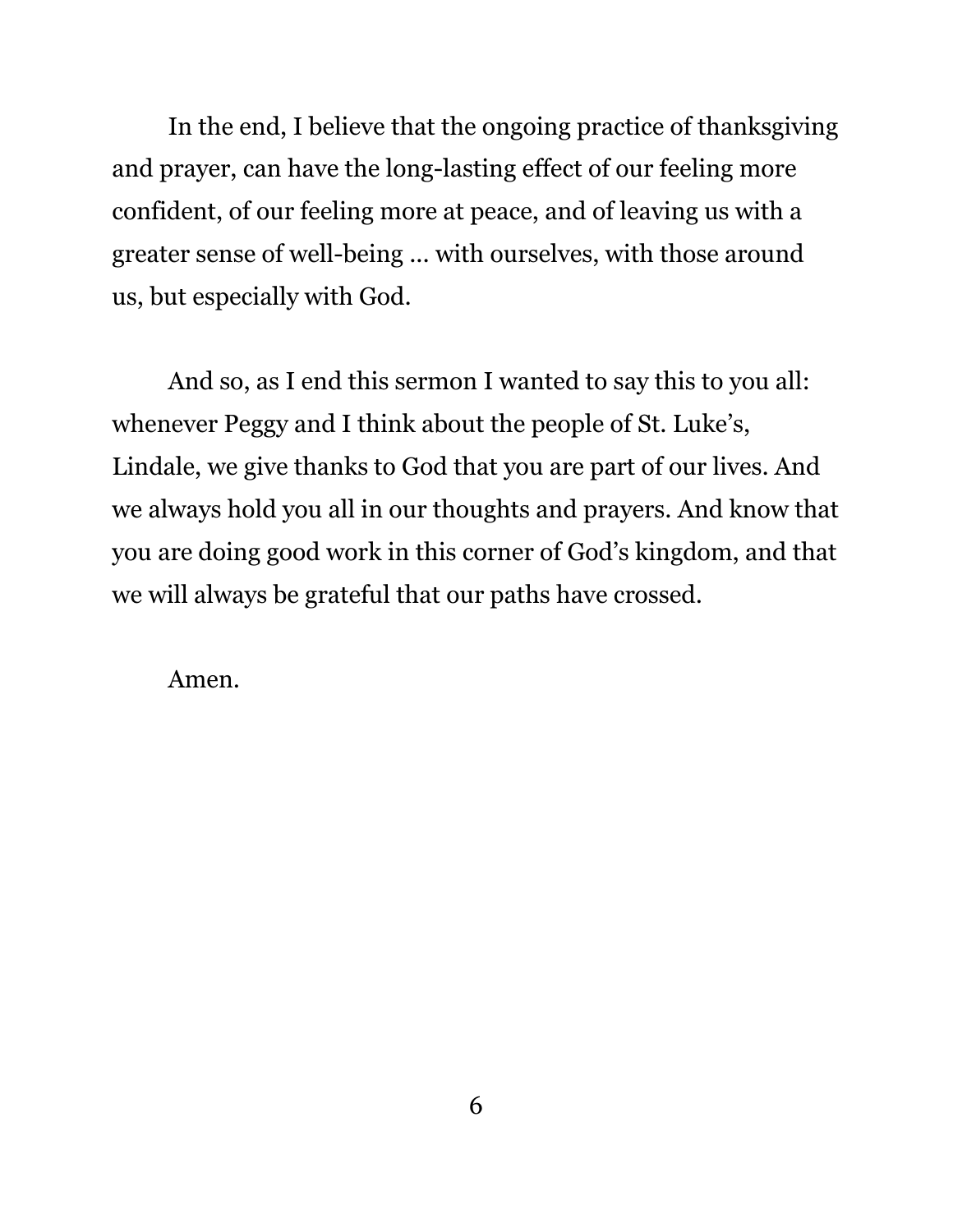In the end, I believe that the ongoing practice of thanksgiving and prayer, can have the long-lasting effect of our feeling more confident, of our feeling more at peace, and of leaving us with a greater sense of well-being … with ourselves, with those around us, but especially with God.

And so, as I end this sermon I wanted to say this to you all: whenever Peggy and I think about the people of St. Luke's, Lindale, we give thanks to God that you are part of our lives. And we always hold you all in our thoughts and prayers. And know that you are doing good work in this corner of God's kingdom, and that we will always be grateful that our paths have crossed.

Amen.